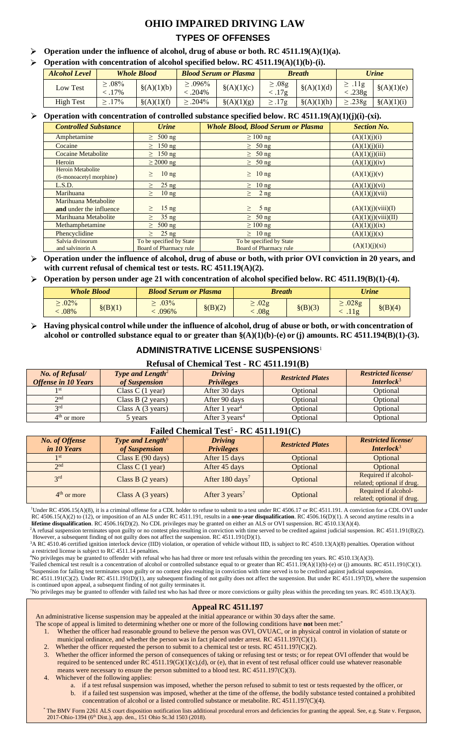# OHIO IMPAIRED DRIVING LAW

## TYPES OF OFFENSES

- **Operation under the influence of alcohol, drug of abuse or both. RC 4511.19(A)(1)(a).**
- **Operation with concentration of alcohol specified below. RC 4511.19(A)(1)(b)-(i).**

| *Alcohol Level* | *Whole Blood* | | *Blood Serum or Plasma* | | *Breath* | | *Urine* | |
|---|---|---|---|---|---|---|---|---|
| Low Test | ≥ .08% < .17% | §(A)(1)(b) | ≥ .096% < .204% | §(A)(1)(c) | ≥ .08g < .17g | §(A)(1)(d) | ≥ .11g < .238g | §(A)(1)(e) |
| High Test | ≥ .17% | §(A)(1)(f) | ≥ .204% | §(A)(1)(g) | ≥ .17g | §(A)(1)(h) | ≥ .238g | §(A)(1)(i) |

- **Operation with concentration of controlled substance specified below. RC 4511.19(A)(1)(j)(i)-(xi).**

| *Controlled Substance* | *Urine* | *Whole Blood, Blood Serum or Plasma* | *Section No.* |
|---|---|---|---|
| Amphetamine | ≥ 500 ng | ≥ 100 ng | (A)(1)(j)(i) |
| Cocaine | ≥ 150 ng | ≥ 50 ng | (A)(1)(j)(ii) |
| Cocaine Metabolite | ≥ 150 ng | ≥ 50 ng | (A)(1)(j)(iii) |
| Heroin | ≥ 2000 ng | ≥ 50 ng | (A)(1)(j)(iv) |
| Heroin Metabolite (6-monoacetyl morphine) | ≥ 10 ng | ≥ 10 ng | (A)(1)(j)(v) |
| L.S.D. | ≥ 25 ng | ≥ 10 ng | (A)(1)(j)(vi) |
| Marihuana | ≥ 10 ng | ≥ 2 ng | (A)(1)(j)(vii) |
| Marihuana Metabolite **and** under the influence | ≥ 15 ng | ≥ 5 ng | (A)(1)(j)(viii)(I) |
| Marihuana Metabolite | ≥ 35 ng | ≥ 50 ng | (A)(1)(j)(viii)(II) |
| Methamphetamine | ≥ 500 ng | ≥ 100 ng | (A)(1)(j)(ix) |
| Phencyclidine | ≥ 25 ng | ≥ 10 ng | (A)(1)(j)(x) |
| Salvia divinorum and salvinorin A | To be specified by State Board of Pharmacy rule | To be specified by State Board of Pharmacy rule | (A)(1)(j)(xi) |

- **Operation under the influence of alcohol, drug of abuse or both, with prior OVI conviction in 20 years, and with current refusal of chemical test or tests. RC 4511.19(A)(2).**
- **Operation by person under age 21 with concentration of alcohol specified below. RC 4511.19(B)(1)-(4).**

| *Whole Blood* | | *Blood Serum or Plasma* | | *Breath* | | *Urine* | |
|---|---|---|---|---|---|---|---|
| ≥ .02% < .08% | §(B)(1) | ≥ .03% < .096% | §(B)(2) | ≥ .02g < .08g | §(B)(3) | ≥ .028g < .11g | §(B)(4) |

- **Having physical control while under the influence of alcohol, drug of abuse or both, or with concentration of alcohol or controlled substance equal to or greater than §(A)(1)(b)-(e) or (j) amounts. RC 4511.194(B)(1)-(3).**

## ADMINISTRATIVE LICENSE SUSPENSIONS[1]

### Refusal of Chemical Test - RC 4511.191(B)

| *No. of Refusal/ Offense in 10 Years* | *Type and Length*[2] *of Suspension* | *Driving Privileges* | *Restricted Plates* | *Restricted license/ Interlock*[3] |
|---|---|---|---|---|
| 1st | Class C (1 year) | After 30 days | Optional | Optional |
| 2nd | Class B (2 years) | After 90 days | Optional | Optional |
| 3rd | Class A (3 years) | After 1 year[4] | Optional | Optional |
| 4th or more | 5 years | After 3 years[4] | Optional | Optional |

### Failed Chemical Test[5] - RC 4511.191(C)

| *No. of Offense in 10 Years* | *Type and Length*[6] *of Suspension* | *Driving Privileges* | *Restricted Plates* | *Restricted license/ Interlock*[3] |
|---|---|---|---|---|
| 1st | Class E (90 days) | After 15 days | Optional | Optional |
| 2nd | Class C (1 year) | After 45 days | Optional | Optional |
| 3rd | Class B (2 years) | After 180 days[7] | Optional | Required if alcohol-related; optional if drug. |
| 4th or more | Class A (3 years) | After 3 years[7] | Optional | Required if alcohol-related; optional if drug. |

[1]Under RC 4506.15(A)(8), it is a criminal offense for a CDL holder to refuse to submit to a test under RC 4506.17 or RC 4511.191. A conviction for a CDL OVI under RC 4506.15(A)(2) to (12), or imposition of an ALS under RC 4511.191, results in a **one-year disqualification**. RC 4506.16(D)(1). A second anytime results in a **lifetime disqualification**. RC 4506.16(D)(2). No CDL privileges may be granted on either an ALS or OVI suspension. RC 4510.13(A)(4).

[2]A refusal suspension terminates upon guilty or no contest plea resulting in conviction with time served to be credited against judicial suspension. RC 4511.191(B)(2). However, a subsequent finding of not guilty does not affect the suspension. RC 4511.191(D)(1).

[3]A RC 4510.46 certified ignition interlock device (IID) violation, or operation of vehicle without IID, is subject to RC 4510.13(A)(8) penalties. Operation without a restricted license is subject to RC 4511.14 penalties.

[4]No privileges may be granted to offender with refusal who has had three or more test refusals within the preceding ten years. RC 4510.13(A)(3).

[5]Failed chemical test result is a concentration of alcohol or controlled substance equal to or greater than RC 4511.19(A)(1)(b)-(e) or (j) amounts. RC 4511.191(C)(1).

[6]Suspension for failing test terminates upon guilty or no contest plea resulting in conviction with time served is to be credited against judicial suspension. RC 4511.191(C)(2). Under RC 4511.191(D)(1), any subsequent finding of not guilty does not affect the suspension. But under RC 4511.197(D), where the suspension is continued upon appeal, a subsequent finding of not guilty terminates it.

[7]No privileges may be granted to offender with failed test who has had three or more convictions or guilty pleas within the preceding ten years. RC 4510.13(A)(3).

### Appeal RC 4511.197

An administrative license suspension may be appealed at the initial appearance or within 30 days after the same.

The scope of appeal is limited to determining whether one or more of the following conditions have **not** been met:*

1. Whether the officer had reasonable ground to believe the person was OVI, OVUAC, or in physical control in violation of statute or municipal ordinance, and whether the person was in fact placed under arrest. RC 4511.197(C)(1).
2. Whether the officer requested the person to submit to a chemical test or tests. RC 4511.197(C)(2).
3. Whether the officer informed the person of consequences of taking or refusing test or tests; or for repeat OVI offender that would be required to be sentenced under RC 4511.19(G)(1)(c),(d), or (e), that in event of test refusal officer could use whatever reasonable means were necessary to ensure the person submitted to a blood test. RC 4511.197(C)(3).
4. Whichever of the following applies:
   a. if a test refusal suspension was imposed, whether the person refused to submit to test or tests requested by the officer, or
   b. if a failed test suspension was imposed, whether at the time of the offense, the bodily substance tested contained a prohibited concentration of alcohol or a listed controlled substance or metabolite. RC 4511.197(C)(4).

\* The BMV Form 2261 ALS court disposition notification lists additional procedural errors and deficiencies for granting the appeal. See, e.g. State v. Ferguson, 2017-Ohio-1394 (6th Dist.), app. den., 151 Ohio St.3d 1503 (2018).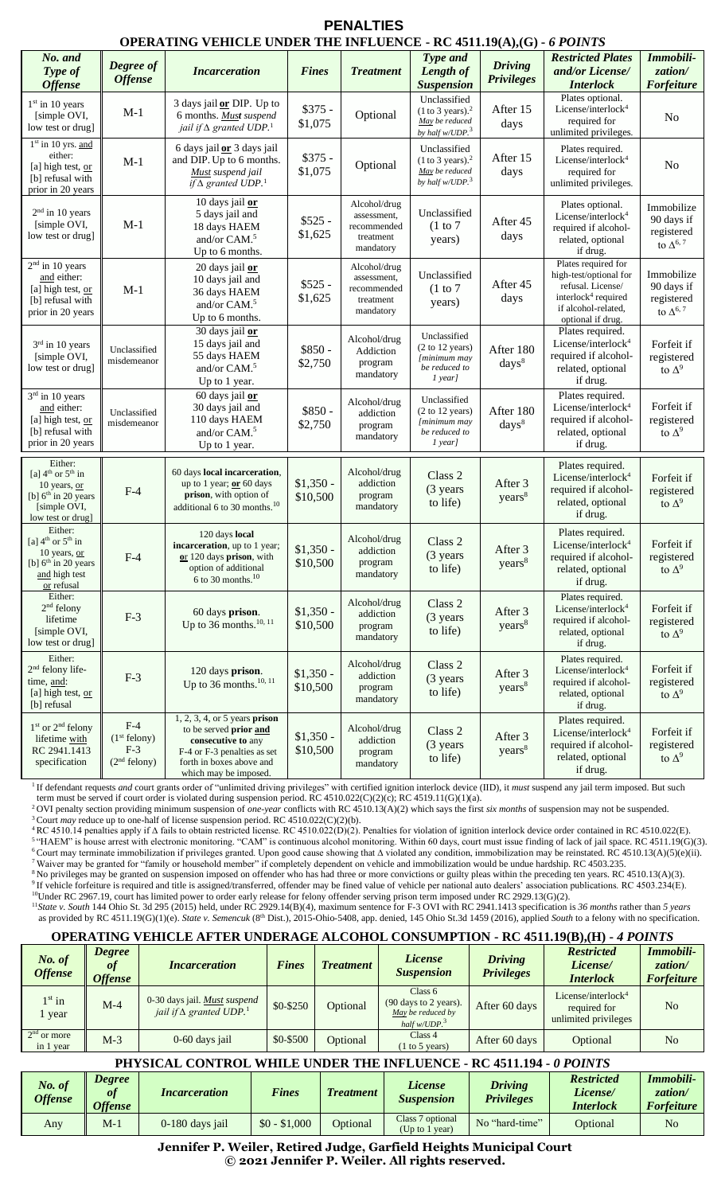# PENALTIES

## OPERATING VEHICLE UNDER THE INFLUENCE - RC 4511.19(A),(G) - *6 POINTS*

| *No. and Type of Offense* | *Degree of Offense* | *Incarceration* | *Fines* | *Treatment* | *Type and Length of Suspension* | *Driving Privileges* | *Restricted Plates and/or License/ Interlock* | *Immobilization/ Forfeiture* |
|---|---|---|---|---|---|---|---|---|
| 1st in 10 years [simple OVI, low test or drug] | M-1 | 3 days jail **or** DIP. Up to 6 months. *Must suspend jail if Δ granted UDP.*[1] | $375 - $1,075 | Optional | Unclassified (1 to 3 years).[2] *May be reduced by half w/UDP.*[3] | After 15 days | Plates optional. License/interlock[4] required for unlimited privileges. | No |
| 1st in 10 yrs. and either: [a] high test, or [b] refusal with prior in 20 years | M-1 | 6 days jail **or** 3 days jail and DIP. Up to 6 months. *Must suspend jail if Δ granted UDP.*[1] | $375 - $1,075 | Optional | Unclassified (1 to 3 years).[2] *May be reduced by half w/UDP.*[3] | After 15 days | Plates required. License/interlock[4] required for unlimited privileges. | No |
| 2nd in 10 years [simple OVI, low test or drug] | M-1 | 10 days jail **or** 5 days jail and 18 days HAEM and/or CAM.[5] Up to 6 months. | $525 - $1,625 | Alcohol/drug assessment, recommended treatment mandatory | Unclassified (1 to 7 years) | After 45 days | Plates optional. License/interlock[4] required if alcohol-related, optional if drug. | Immobilize 90 days if registered to Δ[6, 7] |
| 2nd in 10 years and either: [a] high test, or [b] refusal with prior in 20 years | M-1 | 20 days jail **or** 10 days jail and 36 days HAEM and/or CAM.[5] Up to 6 months. | $525 - $1,625 | Alcohol/drug assessment, recommended treatment mandatory | Unclassified (1 to 7 years) | After 45 days | Plates required for high-test/optional for refusal. License/ interlock[4] required if alcohol-related, optional if drug. | Immobilize 90 days if registered to Δ[6, 7] |
| 3rd in 10 years [simple OVI, low test or drug] | Unclassified misdemeanor | 30 days jail **or** 15 days jail and 55 days HAEM and/or CAM.[5] Up to 1 year. | $850 - $2,750 | Alcohol/drug Addiction program mandatory | Unclassified (2 to 12 years) *[minimum may be reduced to 1 year]* | After 180 days[8] | Plates required. License/interlock[4] required if alcohol-related, optional if drug. | Forfeit if registered to Δ[9] |
| 3rd in 10 years and either: [a] high test, or [b] refusal with prior in 20 years | Unclassified misdemeanor | 60 days jail **or** 30 days jail and 110 days HAEM and/or CAM.[5] Up to 1 year. | $850 - $2,750 | Alcohol/drug addiction program mandatory | Unclassified (2 to 12 years) *[minimum may be reduced to 1 year]* | After 180 days[8] | Plates required. License/interlock[4] required if alcohol-related, optional if drug. | Forfeit if registered to Δ[9] |
| Either: [a] 4th or 5th in 10 years, or [b] 6th in 20 years [simple OVI, low test or drug] | F-4 | 60 days **local incarceration**, up to 1 year; **or** 60 days **prison**, with option of additional 6 to 30 months.[10] | $1,350 - $10,500 | Alcohol/drug addiction program mandatory | Class 2 (3 years to life) | After 3 years[8] | Plates required. License/interlock[4] required if alcohol-related, optional if drug. | Forfeit if registered to Δ[9] |
| Either: [a] 4th or 5th in 10 years, or [b] 6th in 20 years and high test or refusal | F-4 | 120 days **local incarceration**, up to 1 year; **or** 120 days **prison**, with option of additional 6 to 30 months.[10] | $1,350 - $10,500 | Alcohol/drug addiction program mandatory | Class 2 (3 years to life) | After 3 years[8] | Plates required. License/interlock[4] required if alcohol-related, optional if drug. | Forfeit if registered to Δ[9] |
| Either: 2nd felony lifetime [simple OVI, low test or drug] | F-3 | 60 days **prison**. Up to 36 months.[10, 11] | $1,350 - $10,500 | Alcohol/drug addiction program mandatory | Class 2 (3 years to life) | After 3 years[8] | Plates required. License/interlock[4] required if alcohol-related, optional if drug. | Forfeit if registered to Δ[9] |
| Either: 2nd felony lifetime, and: [a] high test, or [b] refusal | F-3 | 120 days **prison**. Up to 36 months.[10, 11] | $1,350 - $10,500 | Alcohol/drug addiction program mandatory | Class 2 (3 years to life) | After 3 years[8] | Plates required. License/interlock[4] required if alcohol-related, optional if drug. | Forfeit if registered to Δ[9] |
| 1st or 2nd felony lifetime with RC 2941.1413 specification | F-4 (1st felony) F-3 (2nd felony) | 1, 2, 3, 4, or 5 years **prison** to be served **prior and consecutive** to any F-4 or F-3 penalties as set forth in boxes above and which may be imposed. | $1,350 - $10,500 | Alcohol/drug addiction program mandatory | Class 2 (3 years to life) | After 3 years[8] | Plates required. License/interlock[4] required if alcohol-related, optional if drug. | Forfeit if registered to Δ[9] |

[1] If defendant requests *and* court grants order of "unlimited driving privileges" with certified ignition interlock device (IID), it *must* suspend any jail term imposed. But such term must be served if court order is violated during suspension period. RC 4510.022(C)(2)(c); RC 4519.11(G)(1)(a).

[2] OVI penalty section providing minimum suspension of *one-year* conflicts with RC 4510.13(A)(2) which says the first *six months* of suspension may not be suspended.

[3] Court *may* reduce up to one-half of license suspension period. RC 4510.022(C)(2)(b).

[4] RC 4510.14 penalties apply if Δ fails to obtain restricted license. RC 4510.022(D)(2). Penalties for violation of ignition interlock device order contained in RC 4510.022(E).

[5] "HAEM" is house arrest with electronic monitoring. "CAM" is continuous alcohol monitoring. Within 60 days, court must issue finding of lack of jail space. RC 4511.19(G)(3).

[6] Court may terminate immobilization if privileges granted. Upon good cause showing that Δ violated any condition, immobilization may be reinstated. RC 4510.13(A)(5)(e)(ii).

[7] Waiver may be granted for "family or household member" if completely dependent on vehicle and immobilization would be undue hardship. RC 4503.235.

[8] No privileges may be granted on suspension imposed on offender who has had three or more convictions or guilty pleas within the preceding ten years. RC 4510.13(A)(3).

[9] If vehicle forfeiture is required and title is assigned/transferred, offender may be fined value of vehicle per national auto dealers' association publications. RC 4503.234(E).

[10] Under RC 2967.19, court has limited power to order early release for felony offender serving prison term imposed under RC 2929.13(G)(2).

[11] *State v. South* 144 Ohio St. 3d 295 (2015) held, under RC 2929.14(B)(4), maximum sentence for F-3 OVI with RC 2941.1413 specification is *36 months* rather than *5 years* as provided by RC 4511.19(G)(1)(e). *State v. Semencuk* (8th Dist.), 2015-Ohio-5408, app. denied, 145 Ohio St.3d 1459 (2016), applied *South* to a felony with no specification.

## OPERATING VEHICLE AFTER UNDERAGE ALCOHOL CONSUMPTION - RC 4511.19(B),(H) - *4 POINTS*

| *No. of Offense* | *Degree of Offense* | *Incarceration* | *Fines* | *Treatment* | *License Suspension* | *Driving Privileges* | *Restricted License/ Interlock* | *Immobilization/ Forfeiture* |
|---|---|---|---|---|---|---|---|---|
| 1st in 1 year | M-4 | 0-30 days jail. *Must suspend jail if Δ granted UDP.*[1] | $0-$250 | Optional | Class 6 (90 days to 2 years). *May be reduced by half w/UDP.*[3] | After 60 days | License/interlock[4] required for unlimited privileges | No |
| 2nd or more in 1 year | M-3 | 0-60 days jail | $0-$500 | Optional | Class 4 (1 to 5 years) | After 60 days | Optional | No |

## PHYSICAL CONTROL WHILE UNDER THE INFLUENCE - RC 4511.194 - *0 POINTS*

| *No. of Offense* | *Degree of Offense* | *Incarceration* | *Fines* | *Treatment* | *License Suspension* | *Driving Privileges* | *Restricted License/ Interlock* | *Immobilization/ Forfeiture* |
|---|---|---|---|---|---|---|---|---|
| Any | M-1 | 0-180 days jail | $0 - $1,000 | Optional | Class 7 optional (Up to 1 year) | No "hard-time" | Optional | No |

**Jennifer P. Weiler, Retired Judge, Garfield Heights Municipal Court**
**© 2021 Jennifer P. Weiler. All rights reserved.**